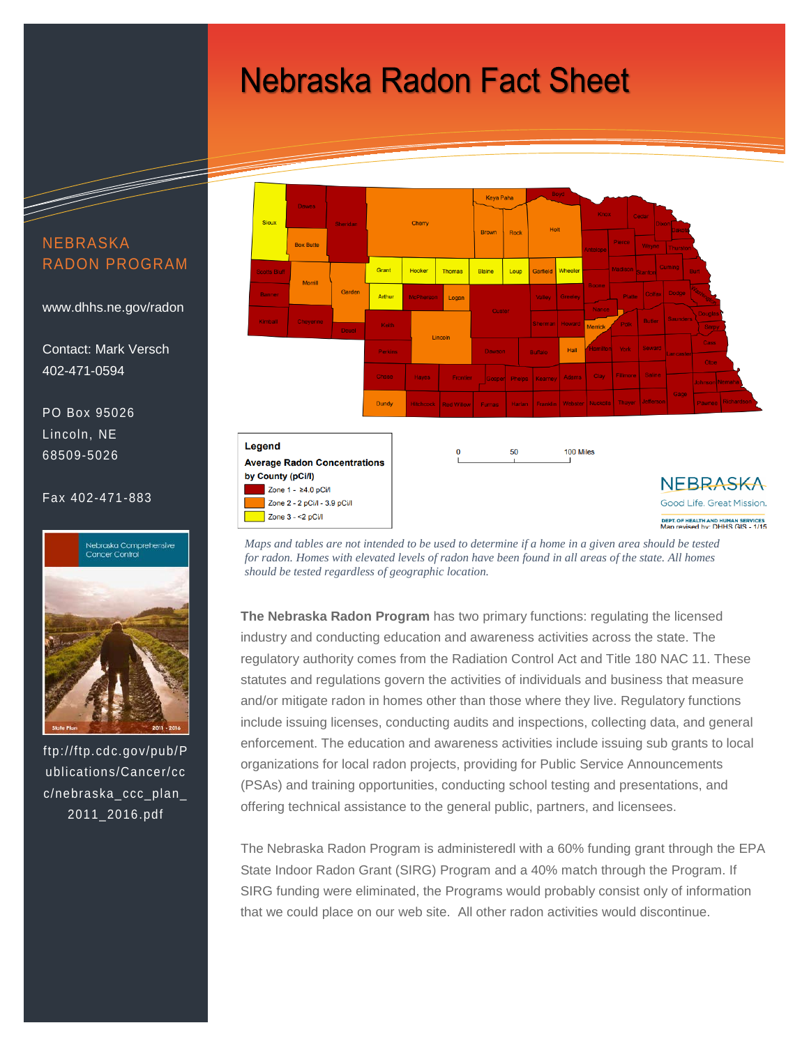# Nebraska Radon Fact Sheet

NEBRASKA RADON PROGRAM

www.dhhs.ne.gov/radon

Contact: Mark Versch
402-471-0594

PO Box 95026
Lincoln, NE
68509-5026

Fax 402-471-883

ftp://ftp.cdc.gov/pub/Publications/Cancer/ccc/nebraska_ccc_plan_2011_2016.pdf

**Legend**

**Average Radon Concentrations by County (pCi/l)**

- Zone 1 - ≥4.0 pCi/l
- Zone 2 - 2 pCi/l - 3.9 pCi/l
- Zone 3 - <2 pCi/l

*Maps and tables are not intended to be used to determine if a home in a given area should be tested for radon. Homes with elevated levels of radon have been found in all areas of the state. All homes should be tested regardless of geographic location.*

**The Nebraska Radon Program** has two primary functions: regulating the licensed industry and conducting education and awareness activities across the state. The regulatory authority comes from the Radiation Control Act and Title 180 NAC 11. These statutes and regulations govern the activities of individuals and business that measure and/or mitigate radon in homes other than those where they live. Regulatory functions include issuing licenses, conducting audits and inspections, collecting data, and general enforcement. The education and awareness activities include issuing sub grants to local organizations for local radon projects, providing for Public Service Announcements (PSAs) and training opportunities, conducting school testing and presentations, and offering technical assistance to the general public, partners, and licensees.

The Nebraska Radon Program is administeredl with a 60% funding grant through the EPA State Indoor Radon Grant (SIRG) Program and a 40% match through the Program. If SIRG funding were eliminated, the Programs would probably consist only of information that we could place on our web site. All other radon activities would discontinue.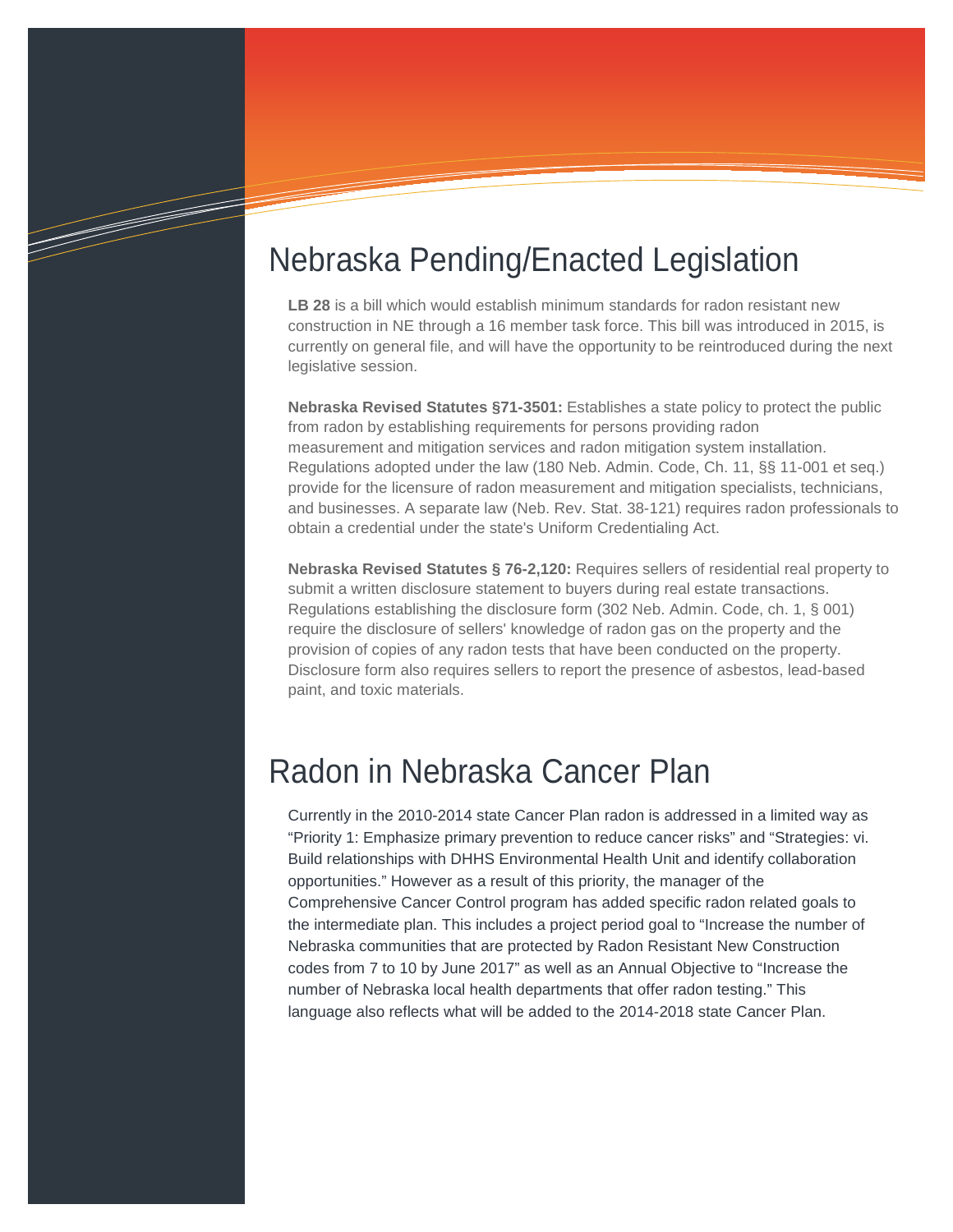# Nebraska Pending/Enacted Legislation

**LB 28** is a bill which would establish minimum standards for radon resistant new construction in NE through a 16 member task force. This bill was introduced in 2015, is currently on general file, and will have the opportunity to be reintroduced during the next legislative session.

**Nebraska Revised Statutes §71-3501:** Establishes a state policy to protect the public from radon by establishing requirements for persons providing radon measurement and mitigation services and radon mitigation system installation. Regulations adopted under the law (180 Neb. Admin. Code, Ch. 11, §§ 11-001 et seq.) provide for the licensure of radon measurement and mitigation specialists, technicians, and businesses. A separate law (Neb. Rev. Stat. 38-121) requires radon professionals to obtain a credential under the state's Uniform Credentialing Act.

**Nebraska Revised Statutes § 76-2,120:** Requires sellers of residential real property to submit a written disclosure statement to buyers during real estate transactions. Regulations establishing the disclosure form (302 Neb. Admin. Code, ch. 1, § 001) require the disclosure of sellers' knowledge of radon gas on the property and the provision of copies of any radon tests that have been conducted on the property. Disclosure form also requires sellers to report the presence of asbestos, lead-based paint, and toxic materials.

# Radon in Nebraska Cancer Plan

Currently in the 2010-2014 state Cancer Plan radon is addressed in a limited way as "Priority 1: Emphasize primary prevention to reduce cancer risks" and "Strategies: vi. Build relationships with DHHS Environmental Health Unit and identify collaboration opportunities." However as a result of this priority, the manager of the Comprehensive Cancer Control program has added specific radon related goals to the intermediate plan. This includes a project period goal to "Increase the number of Nebraska communities that are protected by Radon Resistant New Construction codes from 7 to 10 by June 2017" as well as an Annual Objective to "Increase the number of Nebraska local health departments that offer radon testing." This language also reflects what will be added to the 2014-2018 state Cancer Plan.